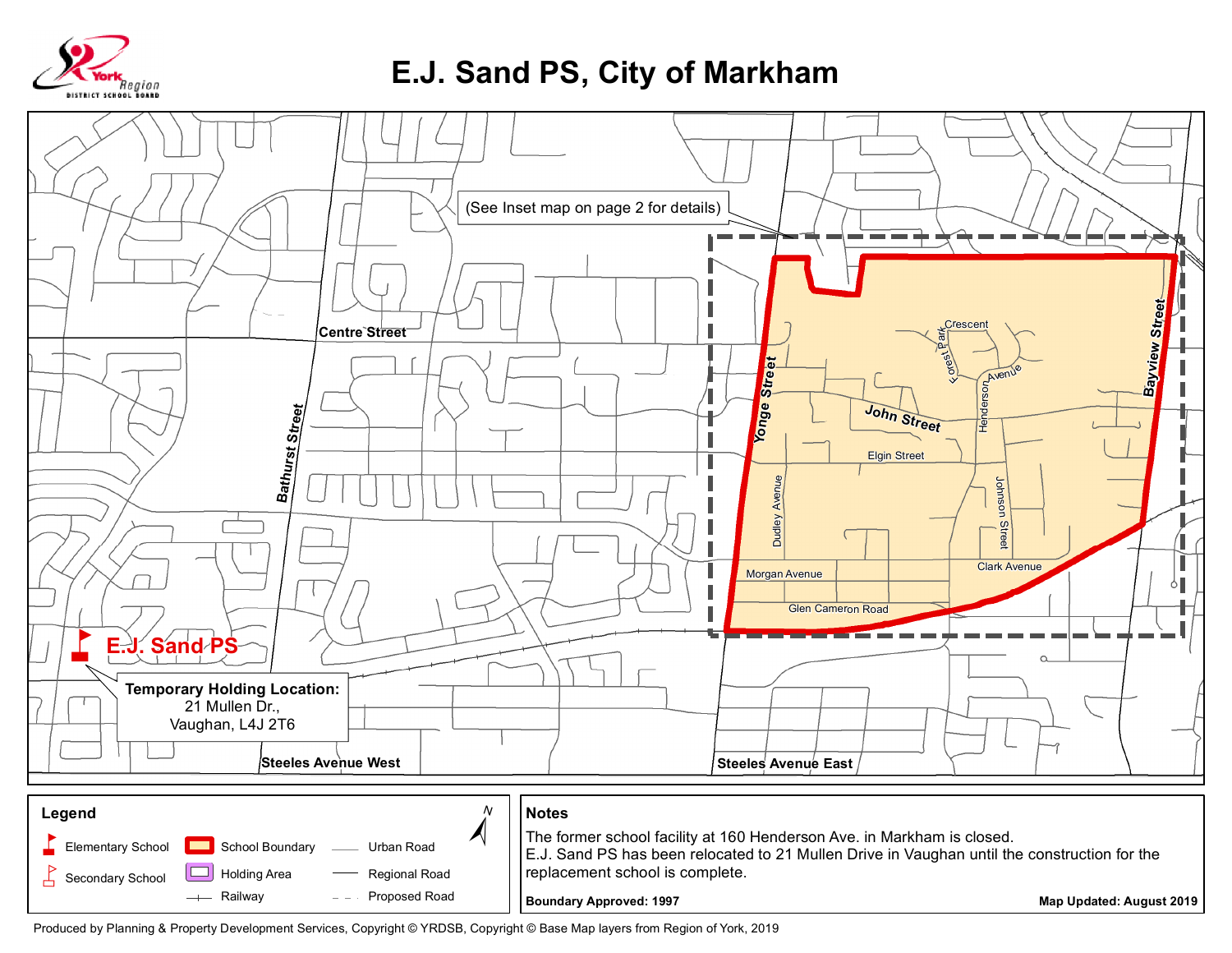# E.J. Sand PS, City of Markham

(See Inset map on page 2 for details)

Centre Street

Bathurst Street

Yonge Street

Bayview Street

Crescent

Forest Park

Henderson Avenue

John Street

Elgin Street

Dudley Avenue

Johnson Street

Clark Avenue

Morgan Avenue

Glen Cameron Road

Steeles Avenue West

Steeles Avenue East

**E.J. Sand PS**

**Temporary Holding Location:**
21 Mullen Dr.,
Vaughan, L4J 2T6

## Legend

- Elementary School
- Secondary School
- School Boundary
- Holding Area
- Railway
- Urban Road
- Regional Road
- Proposed Road

## Notes

The former school facility at 160 Henderson Ave. in Markham is closed.
E.J. Sand PS has been relocated to 21 Mullen Drive in Vaughan until the construction for the replacement school is complete.

**Boundary Approved: 1997**

**Map Updated: August 2019**

Produced by Planning & Property Development Services, Copyright © YRDSB, Copyright © Base Map layers from Region of York, 2019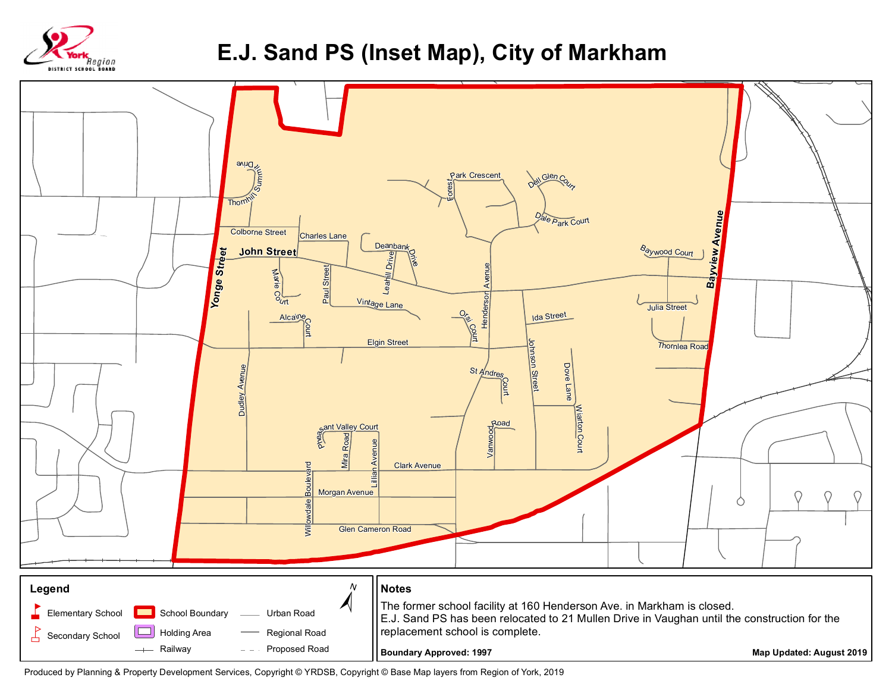# E.J. Sand PS (Inset Map), City of Markham

Yonge Street · John Street · Colborne Street · Charles Lane · Thornhill Summit Drive · Forest · Park Crescent · Dell Glen Court · Dale Park Court · Deanbank Drive · Leahill Drive · Paul Street · Marie Court · Vintage Lane · Henderson Avenue · Baywood Court · Bayview Avenue · Julia Street · Ida Street · Orsi Court · Alcaine Court · Elgin Street · Thornlea Road · Johnson Street · Dove Lane · St Andrews Court · Dudley Avenue · Wiarton Court · Pleasant Valley Court · Mira Road · Lillian Avenue · Vanwood Road · Clark Avenue · Willowdale Boulevard · Morgan Avenue · Glen Cameron Road

## Legend

- Elementary School
- Secondary School
- School Boundary
- Holding Area
- Railway
- Urban Road
- Regional Road
- Proposed Road

## Notes

The former school facility at 160 Henderson Ave. in Markham is closed.
E.J. Sand PS has been relocated to 21 Mullen Drive in Vaughan until the construction for the replacement school is complete.

**Boundary Approved: 1997**

**Map Updated: August 2019**

Produced by Planning & Property Development Services, Copyright © YRDSB, Copyright © Base Map layers from Region of York, 2019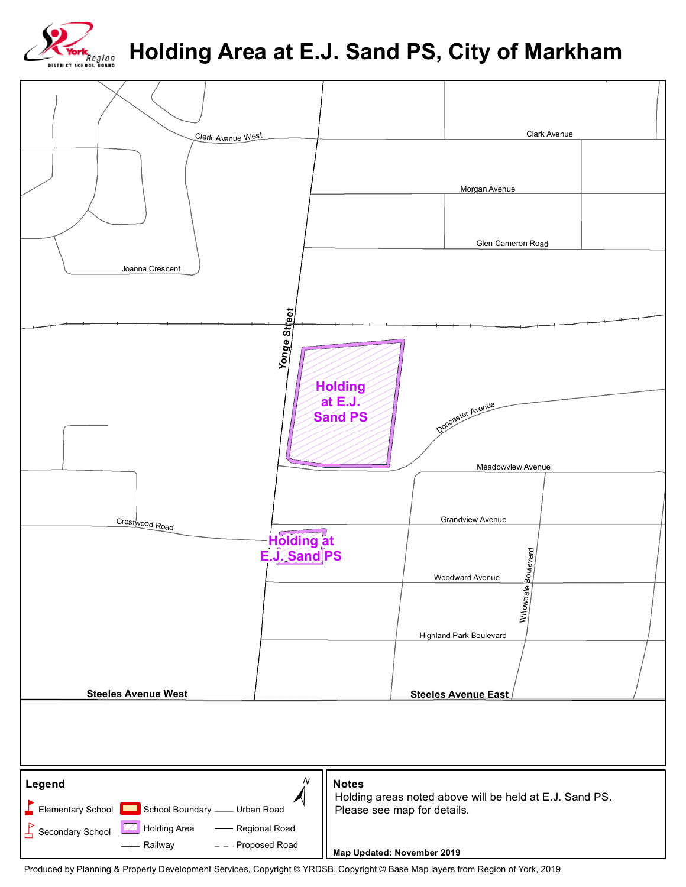# Holding Area at E.J. Sand PS, City of Markham

Clark Avenue West
Clark Avenue
Morgan Avenue
Glen Cameron Road
Joanna Crescent
Yonge Street
Holding at E.J. Sand PS
Doncaster Avenue
Meadowview Avenue
Crestwood Road
Grandview Avenue
Holding at E.J. Sand PS
Woodward Avenue
Willowdale Boulevard
Highland Park Boulevard
Steeles Avenue West
Steeles Avenue East

**Legend**

- Elementary School
- Secondary School
- School Boundary
- Holding Area
- Railway
- Urban Road
- Regional Road
- Proposed Road

N

**Notes**

Holding areas noted above will be held at E.J. Sand PS. Please see map for details.

**Map Updated: November 2019**

Produced by Planning & Property Development Services, Copyright © YRDSB, Copyright © Base Map layers from Region of York, 2019